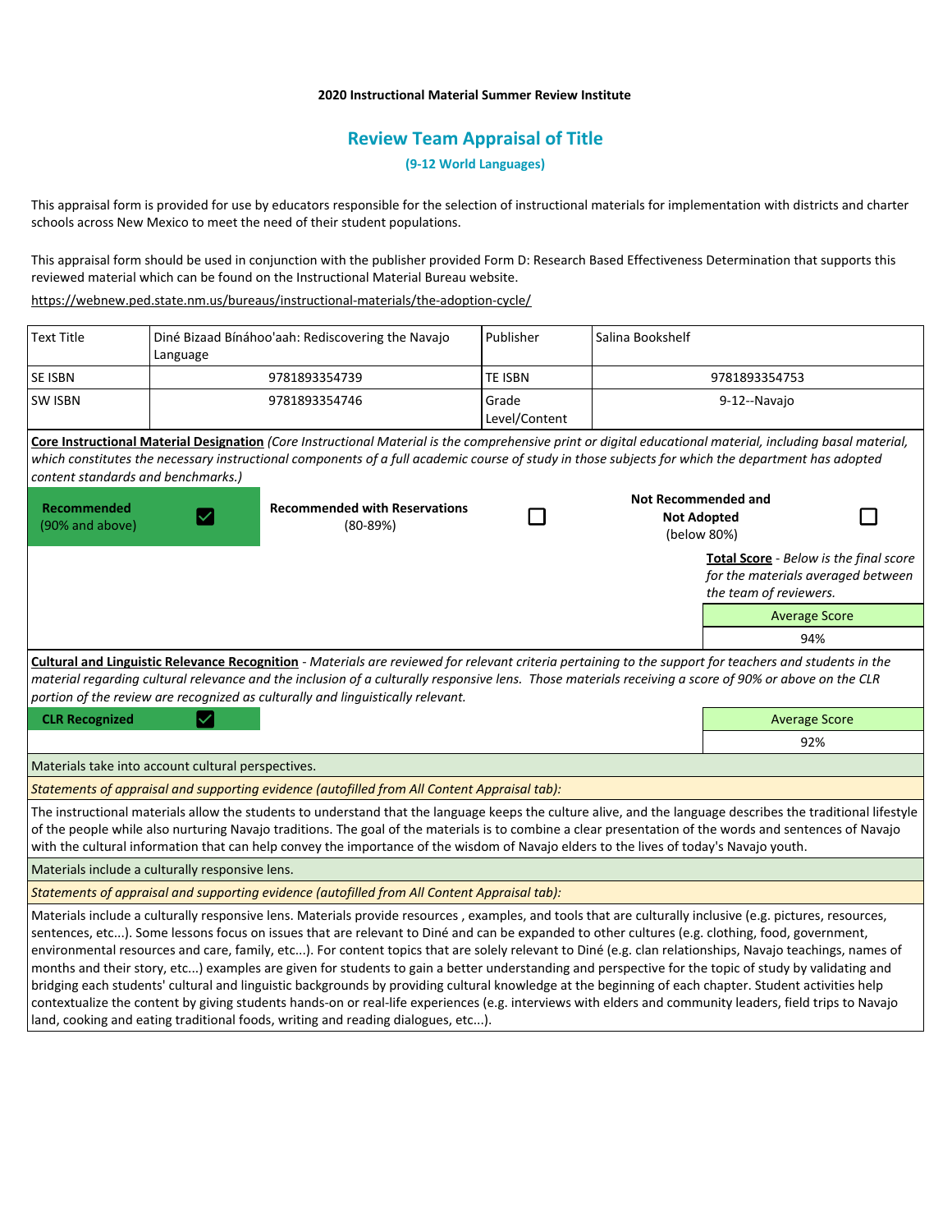**2020 Instructional Material Summer Review Institute**

## Review Team Appraisal of Title

**(9-12 World Languages)**

This appraisal form is provided for use by educators responsible for the selection of instructional materials for implementation with districts and charter schools across New Mexico to meet the need of their student populations.

This appraisal form should be used in conjunction with the publisher provided Form D: Research Based Effectiveness Determination that supports this reviewed material which can be found on the Instructional Material Bureau website.

https://webnew.ped.state.nm.us/bureaus/instructional-materials/the-adoption-cycle/

| Text Title | Diné Bizaad Bínáhoo'aah: Rediscovering the Navajo Language | Publisher | Salina Bookshelf |
|---|---|---|---|
| SE ISBN | 9781893354739 | TE ISBN | 9781893354753 |
| SW ISBN | 9781893354746 | Grade Level/Content | 9-12--Navajo |

**Core Instructional Material Designation** *(Core Instructional Material is the comprehensive print or digital educational material, including basal material, which constitutes the necessary instructional components of a full academic course of study in those subjects for which the department has adopted content standards and benchmarks.)*

| Recommended (90% and above) | ☑ | Recommended with Reservations (80-89%) | ☐ | Not Recommended and Not Adopted (below 80%) | ☐ |
|---|---|---|---|---|---|

**Total Score** - *Below is the final score for the materials averaged between the team of reviewers.*

| Average Score |
|---|
| 94% |

**Cultural and Linguistic Relevance Recognition** - *Materials are reviewed for relevant criteria pertaining to the support for teachers and students in the material regarding cultural relevance and the inclusion of a culturally responsive lens. Those materials receiving a score of 90% or above on the CLR portion of the review are recognized as culturally and linguistically relevant.*

| CLR Recognized | ☑ | Average Score |
|---|---|---|
| | | 92% |

Materials take into account cultural perspectives.

*Statements of appraisal and supporting evidence (autofilled from All Content Appraisal tab):*

The instructional materials allow the students to understand that the language keeps the culture alive, and the language describes the traditional lifestyle of the people while also nurturing Navajo traditions. The goal of the materials is to combine a clear presentation of the words and sentences of Navajo with the cultural information that can help convey the importance of the wisdom of Navajo elders to the lives of today's Navajo youth.

Materials include a culturally responsive lens.

*Statements of appraisal and supporting evidence (autofilled from All Content Appraisal tab):*

Materials include a culturally responsive lens. Materials provide resources , examples, and tools that are culturally inclusive (e.g. pictures, resources, sentences, etc...). Some lessons focus on issues that are relevant to Diné and can be expanded to other cultures (e.g. clothing, food, government, environmental resources and care, family, etc...). For content topics that are solely relevant to Diné (e.g. clan relationships, Navajo teachings, names of months and their story, etc...) examples are given for students to gain a better understanding and perspective for the topic of study by validating and bridging each students' cultural and linguistic backgrounds by providing cultural knowledge at the beginning of each chapter. Student activities help contextualize the content by giving students hands-on or real-life experiences (e.g. interviews with elders and community leaders, field trips to Navajo land, cooking and eating traditional foods, writing and reading dialogues, etc...).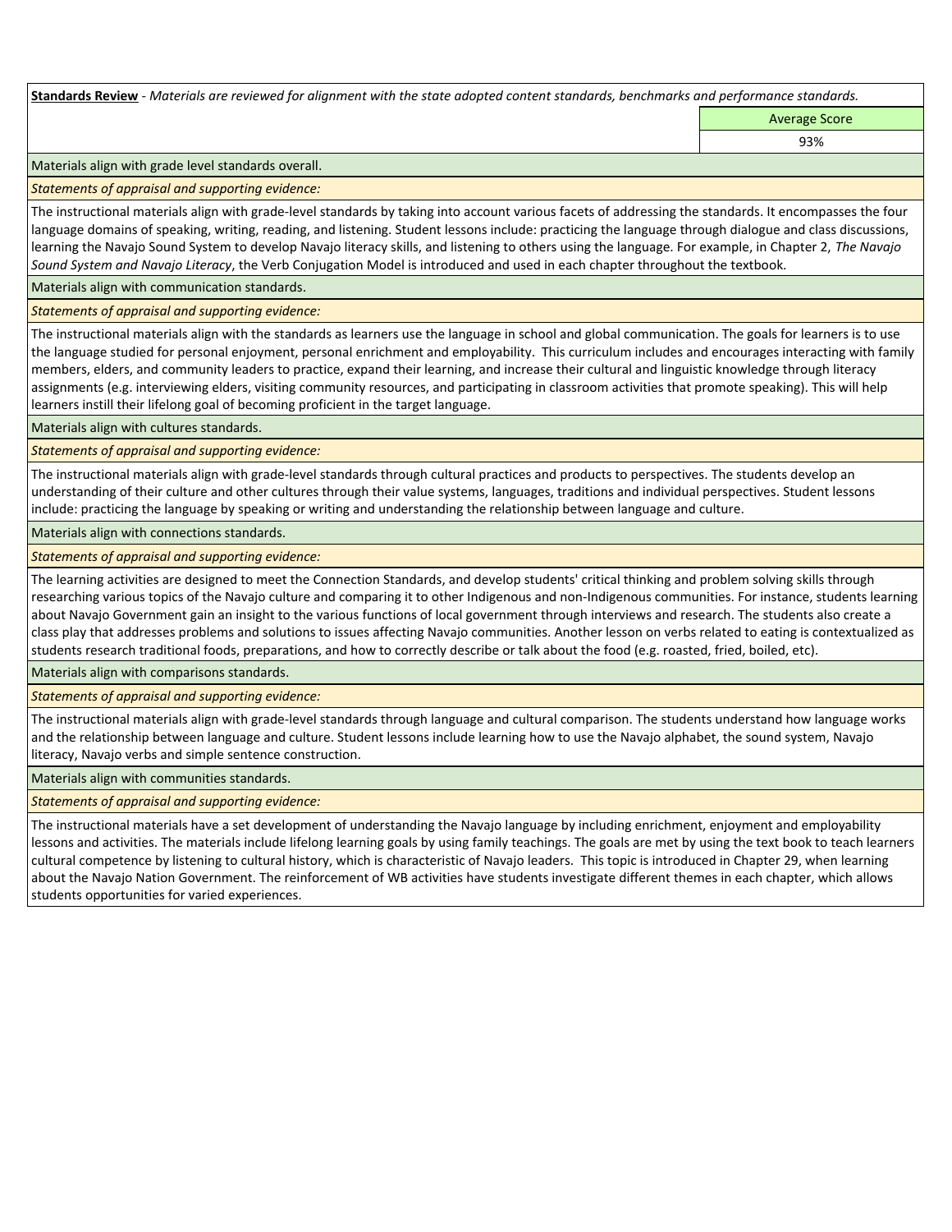**Standards Review** - *Materials are reviewed for alignment with the state adopted content standards, benchmarks and performance standards.*

| | Average Score |
|---|---|
| | 93% |

Materials align with grade level standards overall.

*Statements of appraisal and supporting evidence:*

The instructional materials align with grade-level standards by taking into account various facets of addressing the standards. It encompasses the four language domains of speaking, writing, reading, and listening. Student lessons include: practicing the language through dialogue and class discussions, learning the Navajo Sound System to develop Navajo literacy skills, and listening to others using the language. For example, in Chapter 2, *The Navajo Sound System and Navajo Literacy*, the Verb Conjugation Model is introduced and used in each chapter throughout the textbook.

Materials align with communication standards.

*Statements of appraisal and supporting evidence:*

The instructional materials align with the standards as learners use the language in school and global communication. The goals for learners is to use the language studied for personal enjoyment, personal enrichment and employability. This curriculum includes and encourages interacting with family members, elders, and community leaders to practice, expand their learning, and increase their cultural and linguistic knowledge through literacy assignments (e.g. interviewing elders, visiting community resources, and participating in classroom activities that promote speaking). This will help learners instill their lifelong goal of becoming proficient in the target language.

Materials align with cultures standards.

*Statements of appraisal and supporting evidence:*

The instructional materials align with grade-level standards through cultural practices and products to perspectives. The students develop an understanding of their culture and other cultures through their value systems, languages, traditions and individual perspectives. Student lessons include: practicing the language by speaking or writing and understanding the relationship between language and culture.

Materials align with connections standards.

*Statements of appraisal and supporting evidence:*

The learning activities are designed to meet the Connection Standards, and develop students' critical thinking and problem solving skills through researching various topics of the Navajo culture and comparing it to other Indigenous and non-Indigenous communities. For instance, students learning about Navajo Government gain an insight to the various functions of local government through interviews and research. The students also create a class play that addresses problems and solutions to issues affecting Navajo communities. Another lesson on verbs related to eating is contextualized as students research traditional foods, preparations, and how to correctly describe or talk about the food (e.g. roasted, fried, boiled, etc).

Materials align with comparisons standards.

*Statements of appraisal and supporting evidence:*

The instructional materials align with grade-level standards through language and cultural comparison. The students understand how language works and the relationship between language and culture. Student lessons include learning how to use the Navajo alphabet, the sound system, Navajo literacy, Navajo verbs and simple sentence construction.

Materials align with communities standards.

*Statements of appraisal and supporting evidence:*

The instructional materials have a set development of understanding the Navajo language by including enrichment, enjoyment and employability lessons and activities. The materials include lifelong learning goals by using family teachings. The goals are met by using the text book to teach learners cultural competence by listening to cultural history, which is characteristic of Navajo leaders. This topic is introduced in Chapter 29, when learning about the Navajo Nation Government. The reinforcement of WB activities have students investigate different themes in each chapter, which allows students opportunities for varied experiences.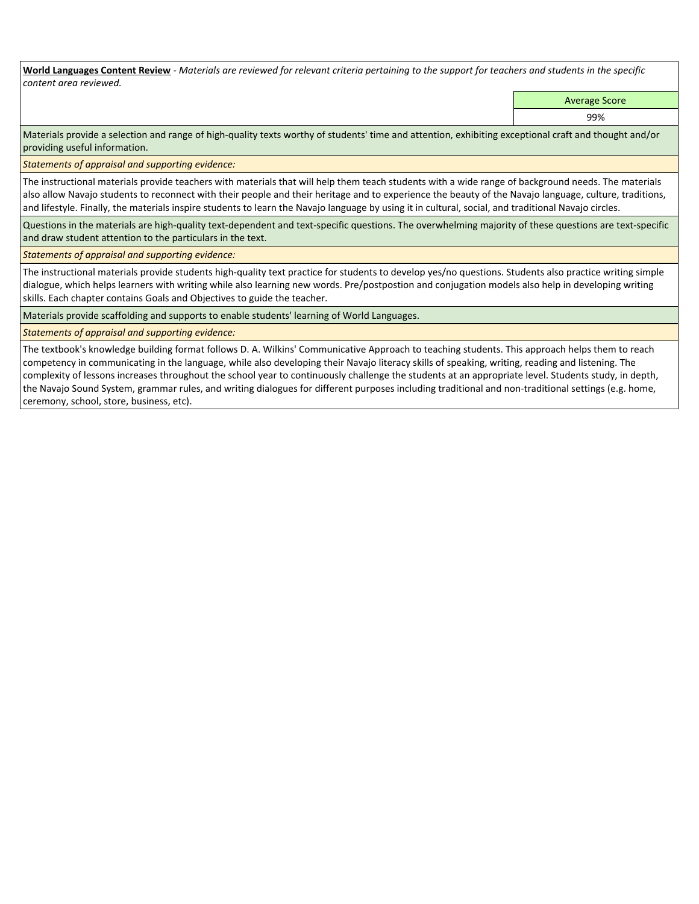**World Languages Content Review** - *Materials are reviewed for relevant criteria pertaining to the support for teachers and students in the specific content area reviewed.*

| Average Score |
| --- |
| 99% |

Materials provide a selection and range of high-quality texts worthy of students' time and attention, exhibiting exceptional craft and thought and/or providing useful information.

*Statements of appraisal and supporting evidence:*

The instructional materials provide teachers with materials that will help them teach students with a wide range of background needs. The materials also allow Navajo students to reconnect with their people and their heritage and to experience the beauty of the Navajo language, culture, traditions, and lifestyle. Finally, the materials inspire students to learn the Navajo language by using it in cultural, social, and traditional Navajo circles.

Questions in the materials are high-quality text-dependent and text-specific questions. The overwhelming majority of these questions are text-specific and draw student attention to the particulars in the text.

*Statements of appraisal and supporting evidence:*

The instructional materials provide students high-quality text practice for students to develop yes/no questions. Students also practice writing simple dialogue, which helps learners with writing while also learning new words. Pre/postpostion and conjugation models also help in developing writing skills. Each chapter contains Goals and Objectives to guide the teacher.

Materials provide scaffolding and supports to enable students' learning of World Languages.

*Statements of appraisal and supporting evidence:*

The textbook's knowledge building format follows D. A. Wilkins' Communicative Approach to teaching students. This approach helps them to reach competency in communicating in the language, while also developing their Navajo literacy skills of speaking, writing, reading and listening. The complexity of lessons increases throughout the school year to continuously challenge the students at an appropriate level. Students study, in depth, the Navajo Sound System, grammar rules, and writing dialogues for different purposes including traditional and non-traditional settings (e.g. home, ceremony, school, store, business, etc).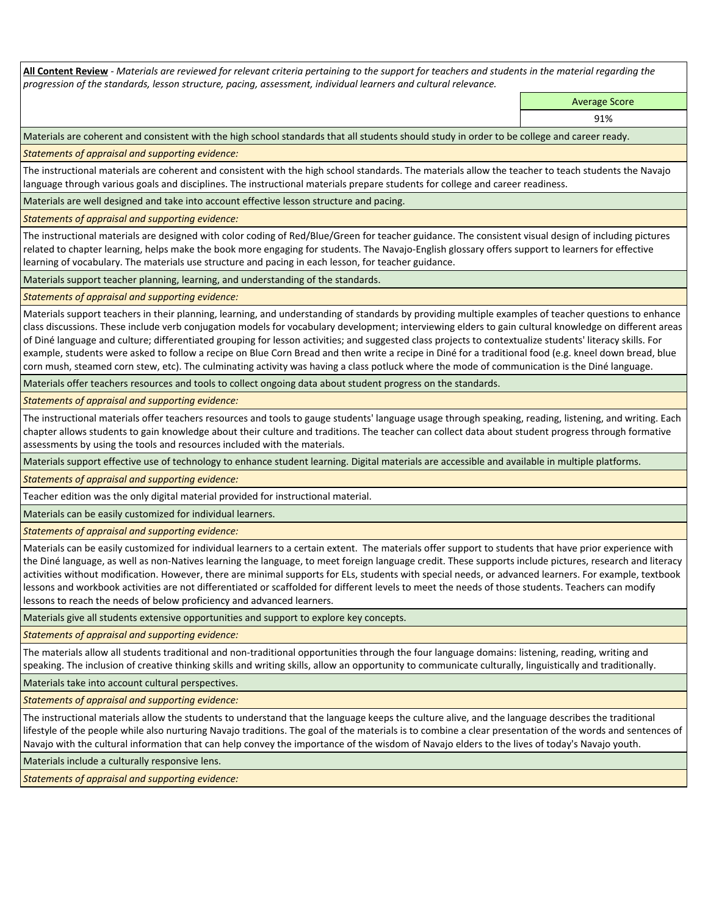**All Content Review** - *Materials are reviewed for relevant criteria pertaining to the support for teachers and students in the material regarding the progression of the standards, lesson structure, pacing, assessment, individual learners and cultural relevance.*

| | Average Score |
|---|---|
| | 91% |

Materials are coherent and consistent with the high school standards that all students should study in order to be college and career ready.

*Statements of appraisal and supporting evidence:*

The instructional materials are coherent and consistent with the high school standards. The materials allow the teacher to teach students the Navajo language through various goals and disciplines. The instructional materials prepare students for college and career readiness.

Materials are well designed and take into account effective lesson structure and pacing.

*Statements of appraisal and supporting evidence:*

The instructional materials are designed with color coding of Red/Blue/Green for teacher guidance. The consistent visual design of including pictures related to chapter learning, helps make the book more engaging for students. The Navajo-English glossary offers support to learners for effective learning of vocabulary. The materials use structure and pacing in each lesson, for teacher guidance.

Materials support teacher planning, learning, and understanding of the standards.

*Statements of appraisal and supporting evidence:*

Materials support teachers in their planning, learning, and understanding of standards by providing multiple examples of teacher questions to enhance class discussions. These include verb conjugation models for vocabulary development; interviewing elders to gain cultural knowledge on different areas of Diné language and culture; differentiated grouping for lesson activities; and suggested class projects to contextualize students' literacy skills. For example, students were asked to follow a recipe on Blue Corn Bread and then write a recipe in Diné for a traditional food (e.g. kneel down bread, blue corn mush, steamed corn stew, etc). The culminating activity was having a class potluck where the mode of communication is the Diné language.

Materials offer teachers resources and tools to collect ongoing data about student progress on the standards.

*Statements of appraisal and supporting evidence:*

The instructional materials offer teachers resources and tools to gauge students' language usage through speaking, reading, listening, and writing. Each chapter allows students to gain knowledge about their culture and traditions. The teacher can collect data about student progress through formative assessments by using the tools and resources included with the materials.

Materials support effective use of technology to enhance student learning. Digital materials are accessible and available in multiple platforms.

*Statements of appraisal and supporting evidence:*

Teacher edition was the only digital material provided for instructional material.

Materials can be easily customized for individual learners.

*Statements of appraisal and supporting evidence:*

Materials can be easily customized for individual learners to a certain extent. The materials offer support to students that have prior experience with the Diné language, as well as non-Natives learning the language, to meet foreign language credit. These supports include pictures, research and literacy activities without modification. However, there are minimal supports for ELs, students with special needs, or advanced learners. For example, textbook lessons and workbook activities are not differentiated or scaffolded for different levels to meet the needs of those students. Teachers can modify lessons to reach the needs of below proficiency and advanced learners.

Materials give all students extensive opportunities and support to explore key concepts.

*Statements of appraisal and supporting evidence:*

The materials allow all students traditional and non-traditional opportunities through the four language domains: listening, reading, writing and speaking. The inclusion of creative thinking skills and writing skills, allow an opportunity to communicate culturally, linguistically and traditionally.

Materials take into account cultural perspectives.

*Statements of appraisal and supporting evidence:*

The instructional materials allow the students to understand that the language keeps the culture alive, and the language describes the traditional lifestyle of the people while also nurturing Navajo traditions. The goal of the materials is to combine a clear presentation of the words and sentences of Navajo with the cultural information that can help convey the importance of the wisdom of Navajo elders to the lives of today's Navajo youth.

Materials include a culturally responsive lens.

*Statements of appraisal and supporting evidence:*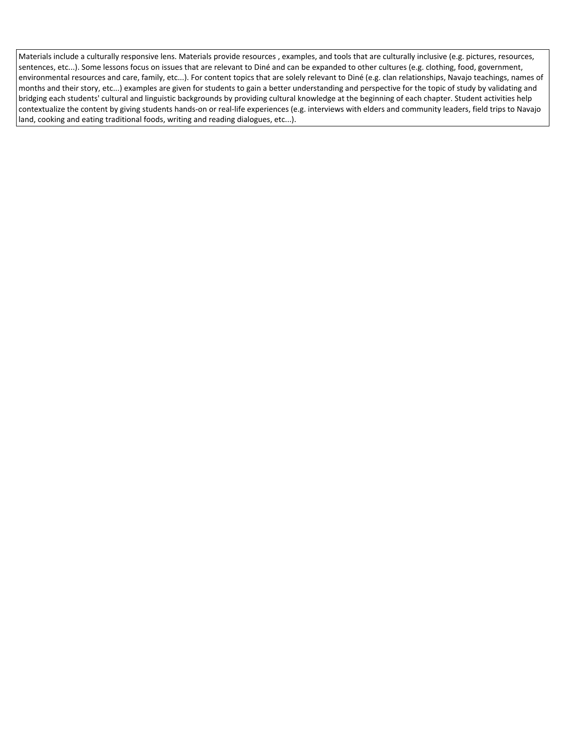Materials include a culturally responsive lens. Materials provide resources , examples, and tools that are culturally inclusive (e.g. pictures, resources, sentences, etc...). Some lessons focus on issues that are relevant to Diné and can be expanded to other cultures (e.g. clothing, food, government, environmental resources and care, family, etc...). For content topics that are solely relevant to Diné (e.g. clan relationships, Navajo teachings, names of months and their story, etc...) examples are given for students to gain a better understanding and perspective for the topic of study by validating and bridging each students' cultural and linguistic backgrounds by providing cultural knowledge at the beginning of each chapter. Student activities help contextualize the content by giving students hands-on or real-life experiences (e.g. interviews with elders and community leaders, field trips to Navajo land, cooking and eating traditional foods, writing and reading dialogues, etc...).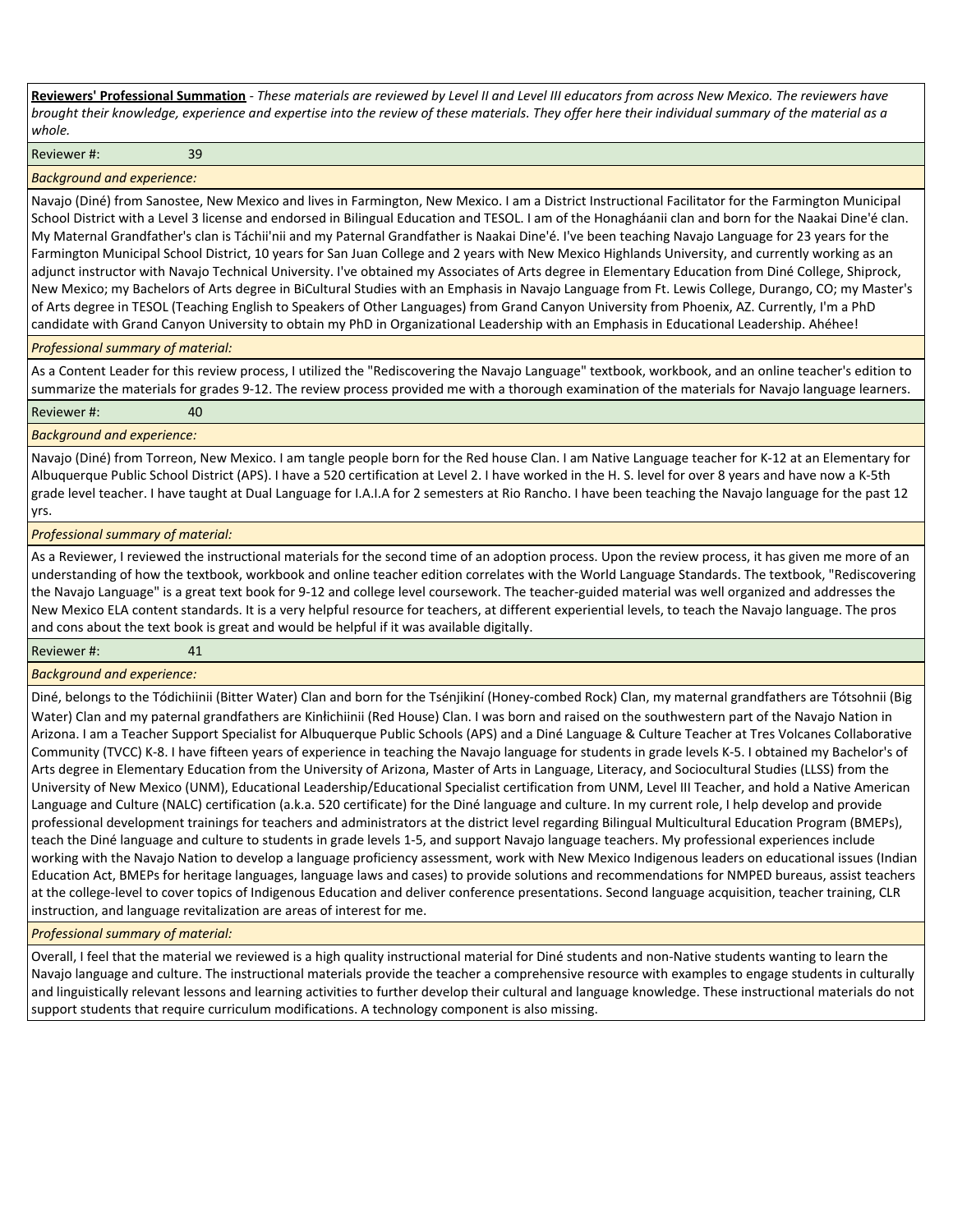**<u>Reviewers' Professional Summation</u>** - *These materials are reviewed by Level II and Level III educators from across New Mexico. The reviewers have brought their knowledge, experience and expertise into the review of these materials. They offer here their individual summary of the material as a whole.*

Reviewer #: 39

*Background and experience:*

Navajo (Diné) from Sanostee, New Mexico and lives in Farmington, New Mexico. I am a District Instructional Facilitator for the Farmington Municipal School District with a Level 3 license and endorsed in Bilingual Education and TESOL. I am of the Honaghą́anii clan and born for the Naakai Dine'é clan. My Maternal Grandfather's clan is Táchii'nii and my Paternal Grandfather is Naakai Dine'é. I've been teaching Navajo Language for 23 years for the Farmington Municipal School District, 10 years for San Juan College and 2 years with New Mexico Highlands University, and currently working as an adjunct instructor with Navajo Technical University. I've obtained my Associates of Arts degree in Elementary Education from Diné College, Shiprock, New Mexico; my Bachelors of Arts degree in BiCultural Studies with an Emphasis in Navajo Language from Ft. Lewis College, Durango, CO; my Master's of Arts degree in TESOL (Teaching English to Speakers of Other Languages) from Grand Canyon University from Phoenix, AZ. Currently, I'm a PhD candidate with Grand Canyon University to obtain my PhD in Organizational Leadership with an Emphasis in Educational Leadership. Ahéhee!

*Professional summary of material:*

As a Content Leader for this review process, I utilized the "Rediscovering the Navajo Language" textbook, workbook, and an online teacher's edition to summarize the materials for grades 9-12. The review process provided me with a thorough examination of the materials for Navajo language learners.

Reviewer #: 40

*Background and experience:*

Navajo (Diné) from Torreon, New Mexico. I am tangle people born for the Red house Clan. I am Native Language teacher for K-12 at an Elementary for Albuquerque Public School District (APS). I have a 520 certification at Level 2. I have worked in the H. S. level for over 8 years and have now a K-5th grade level teacher. I have taught at Dual Language for I.A.I.A for 2 semesters at Rio Rancho. I have been teaching the Navajo language for the past 12 yrs.

*Professional summary of material:*

As a Reviewer, I reviewed the instructional materials for the second time of an adoption process. Upon the review process, it has given me more of an understanding of how the textbook, workbook and online teacher edition correlates with the World Language Standards. The textbook, "Rediscovering the Navajo Language" is a great text book for 9-12 and college level coursework. The teacher-guided material was well organized and addresses the New Mexico ELA content standards. It is a very helpful resource for teachers, at different experiential levels, to teach the Navajo language. The pros and cons about the text book is great and would be helpful if it was available digitally.

Reviewer #: 41

*Background and experience:*

Diné, belongs to the Tódichiinii (Bitter Water) Clan and born for the Tsénjikiní (Honey-combed Rock) Clan, my maternal grandfathers are Tótsohnii (Big Water) Clan and my paternal grandfathers are Kinłichiinii (Red House) Clan. I was born and raised on the southwestern part of the Navajo Nation in Arizona. I am a Teacher Support Specialist for Albuquerque Public Schools (APS) and a Diné Language & Culture Teacher at Tres Volcanes Collaborative Community (TVCC) K-8. I have fifteen years of experience in teaching the Navajo language for students in grade levels K-5. I obtained my Bachelor's of Arts degree in Elementary Education from the University of Arizona, Master of Arts in Language, Literacy, and Sociocultural Studies (LLSS) from the University of New Mexico (UNM), Educational Leadership/Educational Specialist certification from UNM, Level III Teacher, and hold a Native American Language and Culture (NALC) certification (a.k.a. 520 certificate) for the Diné language and culture. In my current role, I help develop and provide professional development trainings for teachers and administrators at the district level regarding Bilingual Multicultural Education Program (BMEPs), teach the Diné language and culture to students in grade levels 1-5, and support Navajo language teachers. My professional experiences include working with the Navajo Nation to develop a language proficiency assessment, work with New Mexico Indigenous leaders on educational issues (Indian Education Act, BMEPs for heritage languages, language laws and cases) to provide solutions and recommendations for NMPED bureaus, assist teachers at the college-level to cover topics of Indigenous Education and deliver conference presentations. Second language acquisition, teacher training, CLR instruction, and language revitalization are areas of interest for me.

*Professional summary of material:*

Overall, I feel that the material we reviewed is a high quality instructional material for Diné students and non-Native students wanting to learn the Navajo language and culture. The instructional materials provide the teacher a comprehensive resource with examples to engage students in culturally and linguistically relevant lessons and learning activities to further develop their cultural and language knowledge. These instructional materials do not support students that require curriculum modifications. A technology component is also missing.